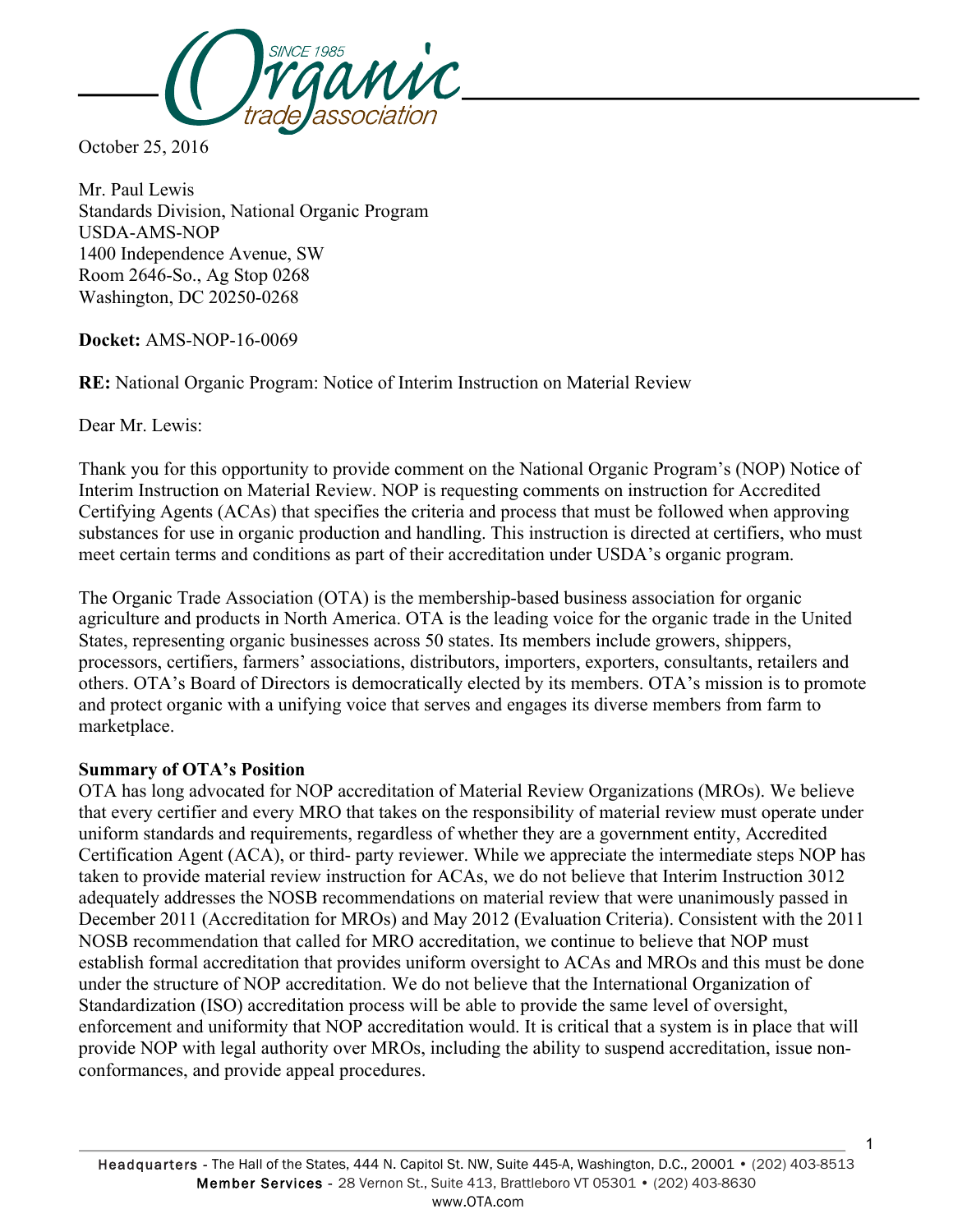October 25, 2016

Mr. Paul Lewis
Standards Division, National Organic Program
USDA-AMS-NOP
1400 Independence Avenue, SW
Room 2646-So., Ag Stop 0268
Washington, DC 20250-0268

**Docket:** AMS-NOP-16-0069

**RE:** National Organic Program: Notice of Interim Instruction on Material Review

Dear Mr. Lewis:

Thank you for this opportunity to provide comment on the National Organic Program's (NOP) Notice of Interim Instruction on Material Review. NOP is requesting comments on instruction for Accredited Certifying Agents (ACAs) that specifies the criteria and process that must be followed when approving substances for use in organic production and handling. This instruction is directed at certifiers, who must meet certain terms and conditions as part of their accreditation under USDA's organic program.

The Organic Trade Association (OTA) is the membership-based business association for organic agriculture and products in North America. OTA is the leading voice for the organic trade in the United States, representing organic businesses across 50 states. Its members include growers, shippers, processors, certifiers, farmers' associations, distributors, importers, exporters, consultants, retailers and others. OTA's Board of Directors is democratically elected by its members. OTA's mission is to promote and protect organic with a unifying voice that serves and engages its diverse members from farm to marketplace.

**Summary of OTA's Position**

OTA has long advocated for NOP accreditation of Material Review Organizations (MROs). We believe that every certifier and every MRO that takes on the responsibility of material review must operate under uniform standards and requirements, regardless of whether they are a government entity, Accredited Certification Agent (ACA), or third- party reviewer. While we appreciate the intermediate steps NOP has taken to provide material review instruction for ACAs, we do not believe that Interim Instruction 3012 adequately addresses the NOSB recommendations on material review that were unanimously passed in December 2011 (Accreditation for MROs) and May 2012 (Evaluation Criteria). Consistent with the 2011 NOSB recommendation that called for MRO accreditation, we continue to believe that NOP must establish formal accreditation that provides uniform oversight to ACAs and MROs and this must be done under the structure of NOP accreditation. We do not believe that the International Organization of Standardization (ISO) accreditation process will be able to provide the same level of oversight, enforcement and uniformity that NOP accreditation would. It is critical that a system is in place that will provide NOP with legal authority over MROs, including the ability to suspend accreditation, issue non-conformances, and provide appeal procedures.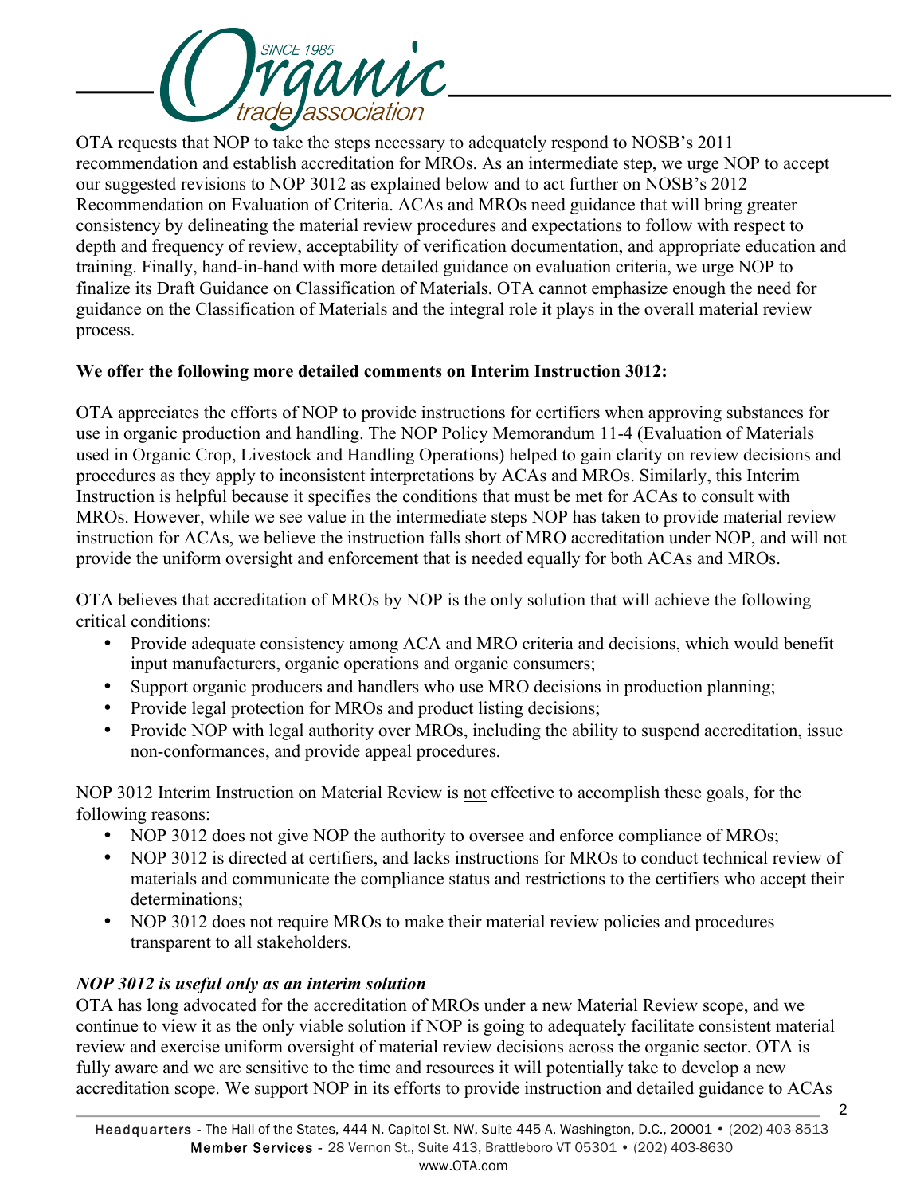OTA requests that NOP to take the steps necessary to adequately respond to NOSB's 2011 recommendation and establish accreditation for MROs. As an intermediate step, we urge NOP to accept our suggested revisions to NOP 3012 as explained below and to act further on NOSB's 2012 Recommendation on Evaluation of Criteria. ACAs and MROs need guidance that will bring greater consistency by delineating the material review procedures and expectations to follow with respect to depth and frequency of review, acceptability of verification documentation, and appropriate education and training. Finally, hand-in-hand with more detailed guidance on evaluation criteria, we urge NOP to finalize its Draft Guidance on Classification of Materials. OTA cannot emphasize enough the need for guidance on the Classification of Materials and the integral role it plays in the overall material review process.

**We offer the following more detailed comments on Interim Instruction 3012:**

OTA appreciates the efforts of NOP to provide instructions for certifiers when approving substances for use in organic production and handling. The NOP Policy Memorandum 11-4 (Evaluation of Materials used in Organic Crop, Livestock and Handling Operations) helped to gain clarity on review decisions and procedures as they apply to inconsistent interpretations by ACAs and MROs. Similarly, this Interim Instruction is helpful because it specifies the conditions that must be met for ACAs to consult with MROs. However, while we see value in the intermediate steps NOP has taken to provide material review instruction for ACAs, we believe the instruction falls short of MRO accreditation under NOP, and will not provide the uniform oversight and enforcement that is needed equally for both ACAs and MROs.

OTA believes that accreditation of MROs by NOP is the only solution that will achieve the following critical conditions:

- Provide adequate consistency among ACA and MRO criteria and decisions, which would benefit input manufacturers, organic operations and organic consumers;
- Support organic producers and handlers who use MRO decisions in production planning;
- Provide legal protection for MROs and product listing decisions;
- Provide NOP with legal authority over MROs, including the ability to suspend accreditation, issue non-conformances, and provide appeal procedures.

NOP 3012 Interim Instruction on Material Review is <u>not</u> effective to accomplish these goals, for the following reasons:

- NOP 3012 does not give NOP the authority to oversee and enforce compliance of MROs;
- NOP 3012 is directed at certifiers, and lacks instructions for MROs to conduct technical review of materials and communicate the compliance status and restrictions to the certifiers who accept their determinations;
- NOP 3012 does not require MROs to make their material review policies and procedures transparent to all stakeholders.

***<u>NOP 3012 is useful only as an interim solution</u>***

OTA has long advocated for the accreditation of MROs under a new Material Review scope, and we continue to view it as the only viable solution if NOP is going to adequately facilitate consistent material review and exercise uniform oversight of material review decisions across the organic sector. OTA is fully aware and we are sensitive to the time and resources it will potentially take to develop a new accreditation scope. We support NOP in its efforts to provide instruction and detailed guidance to ACAs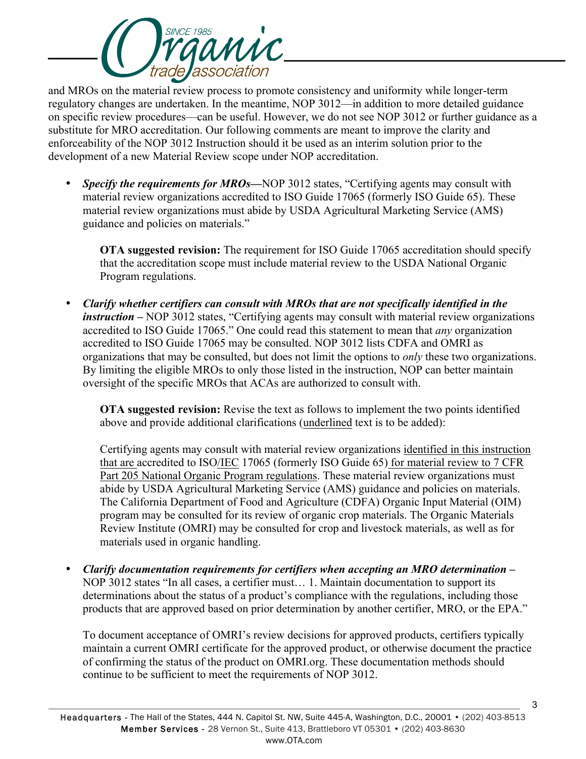and MROs on the material review process to promote consistency and uniformity while longer-term regulatory changes are undertaken. In the meantime, NOP 3012—in addition to more detailed guidance on specific review procedures—can be useful. However, we do not see NOP 3012 or further guidance as a substitute for MRO accreditation. Our following comments are meant to improve the clarity and enforceability of the NOP 3012 Instruction should it be used as an interim solution prior to the development of a new Material Review scope under NOP accreditation.

- ***Specify the requirements for MROs***—NOP 3012 states, "Certifying agents may consult with material review organizations accredited to ISO Guide 17065 (formerly ISO Guide 65). These material review organizations must abide by USDA Agricultural Marketing Service (AMS) guidance and policies on materials."

  **OTA suggested revision:** The requirement for ISO Guide 17065 accreditation should specify that the accreditation scope must include material review to the USDA National Organic Program regulations.

- ***Clarify whether certifiers can consult with MROs that are not specifically identified in the instruction*** – NOP 3012 states, "Certifying agents may consult with material review organizations accredited to ISO Guide 17065." One could read this statement to mean that *any* organization accredited to ISO Guide 17065 may be consulted. NOP 3012 lists CDFA and OMRI as organizations that may be consulted, but does not limit the options to *only* these two organizations. By limiting the eligible MROs to only those listed in the instruction, NOP can better maintain oversight of the specific MROs that ACAs are authorized to consult with.

  **OTA suggested revision:** Revise the text as follows to implement the two points identified above and provide additional clarifications (<u>underlined</u> text is to be added):

  Certifying agents may consult with material review organizations <u>identified in this instruction that are</u> accredited to ISO/<u>IEC</u> 17065 (formerly ISO Guide 65) <u>for material review to 7 CFR Part 205 National Organic Program regulations</u>. These material review organizations must abide by USDA Agricultural Marketing Service (AMS) guidance and policies on materials. The California Department of Food and Agriculture (CDFA) Organic Input Material (OIM) program may be consulted for its review of organic crop materials. The Organic Materials Review Institute (OMRI) may be consulted for crop and livestock materials, as well as for materials used in organic handling.

- ***Clarify documentation requirements for certifiers when accepting an MRO determination*** – NOP 3012 states "In all cases, a certifier must… 1. Maintain documentation to support its determinations about the status of a product's compliance with the regulations, including those products that are approved based on prior determination by another certifier, MRO, or the EPA."

  To document acceptance of OMRI's review decisions for approved products, certifiers typically maintain a current OMRI certificate for the approved product, or otherwise document the practice of confirming the status of the product on OMRI.org. These documentation methods should continue to be sufficient to meet the requirements of NOP 3012.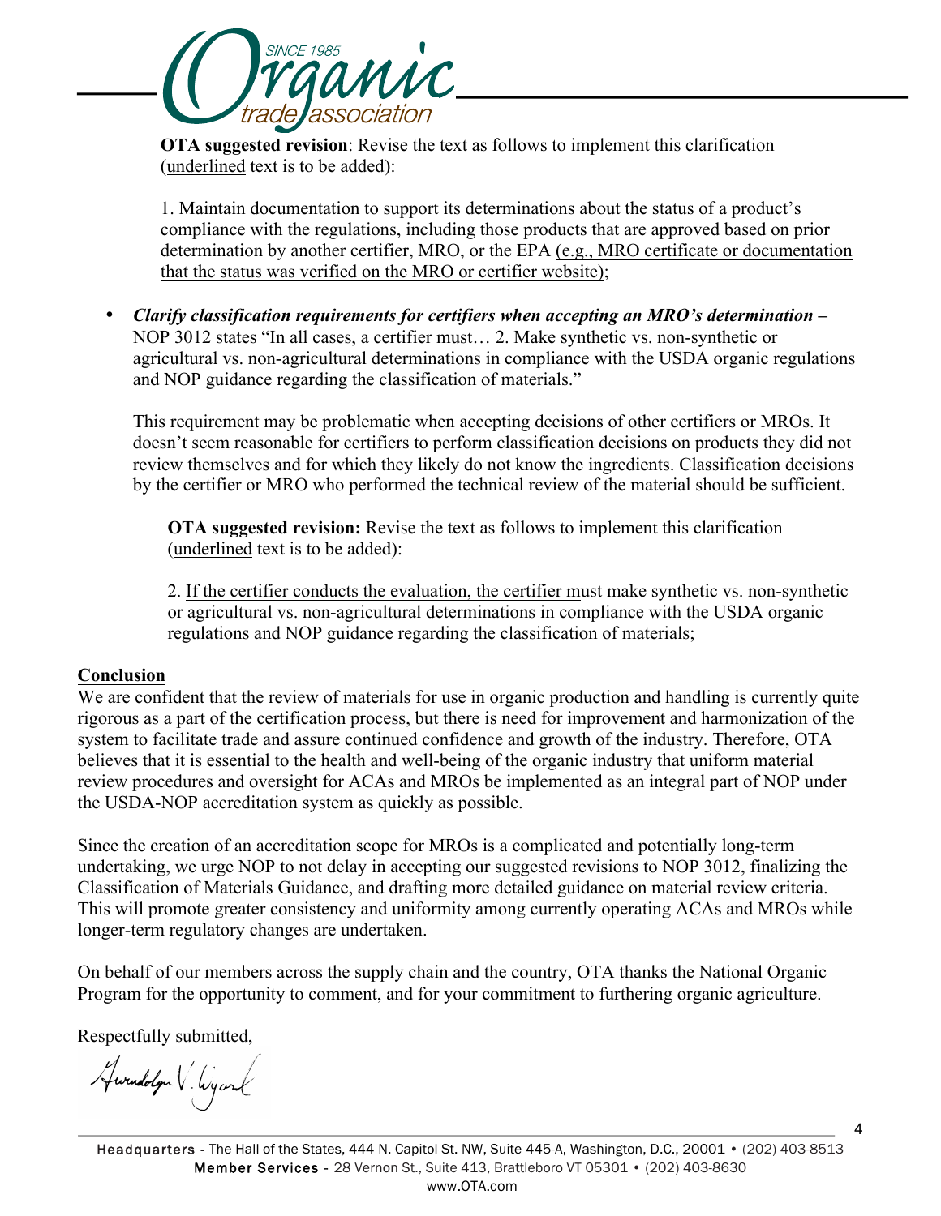**OTA suggested revision**: Revise the text as follows to implement this clarification (<u>underlined</u> text is to be added):

1. Maintain documentation to support its determinations about the status of a product's compliance with the regulations, including those products that are approved based on prior determination by another certifier, MRO, or the EPA <u>(e.g., MRO certificate or documentation that the status was verified on the MRO or certifier website)</u>;

- ***Clarify classification requirements for certifiers when accepting an MRO's determination –*** NOP 3012 states "In all cases, a certifier must… 2. Make synthetic vs. non-synthetic or agricultural vs. non-agricultural determinations in compliance with the USDA organic regulations and NOP guidance regarding the classification of materials."

  This requirement may be problematic when accepting decisions of other certifiers or MROs. It doesn't seem reasonable for certifiers to perform classification decisions on products they did not review themselves and for which they likely do not know the ingredients. Classification decisions by the certifier or MRO who performed the technical review of the material should be sufficient.

  **OTA suggested revision:** Revise the text as follows to implement this clarification (<u>underlined</u> text is to be added):

  2. <u>If the certifier conducts the evaluation, the certifier m</u>ust make synthetic vs. non-synthetic or agricultural vs. non-agricultural determinations in compliance with the USDA organic regulations and NOP guidance regarding the classification of materials;

## <u>Conclusion</u>

We are confident that the review of materials for use in organic production and handling is currently quite rigorous as a part of the certification process, but there is need for improvement and harmonization of the system to facilitate trade and assure continued confidence and growth of the industry. Therefore, OTA believes that it is essential to the health and well-being of the organic industry that uniform material review procedures and oversight for ACAs and MROs be implemented as an integral part of NOP under the USDA-NOP accreditation system as quickly as possible.

Since the creation of an accreditation scope for MROs is a complicated and potentially long-term undertaking, we urge NOP to not delay in accepting our suggested revisions to NOP 3012, finalizing the Classification of Materials Guidance, and drafting more detailed guidance on material review criteria. This will promote greater consistency and uniformity among currently operating ACAs and MROs while longer-term regulatory changes are undertaken.

On behalf of our members across the supply chain and the country, OTA thanks the National Organic Program for the opportunity to comment, and for your commitment to furthering organic agriculture.

Respectfully submitted,

Gwendolyn V. Wyard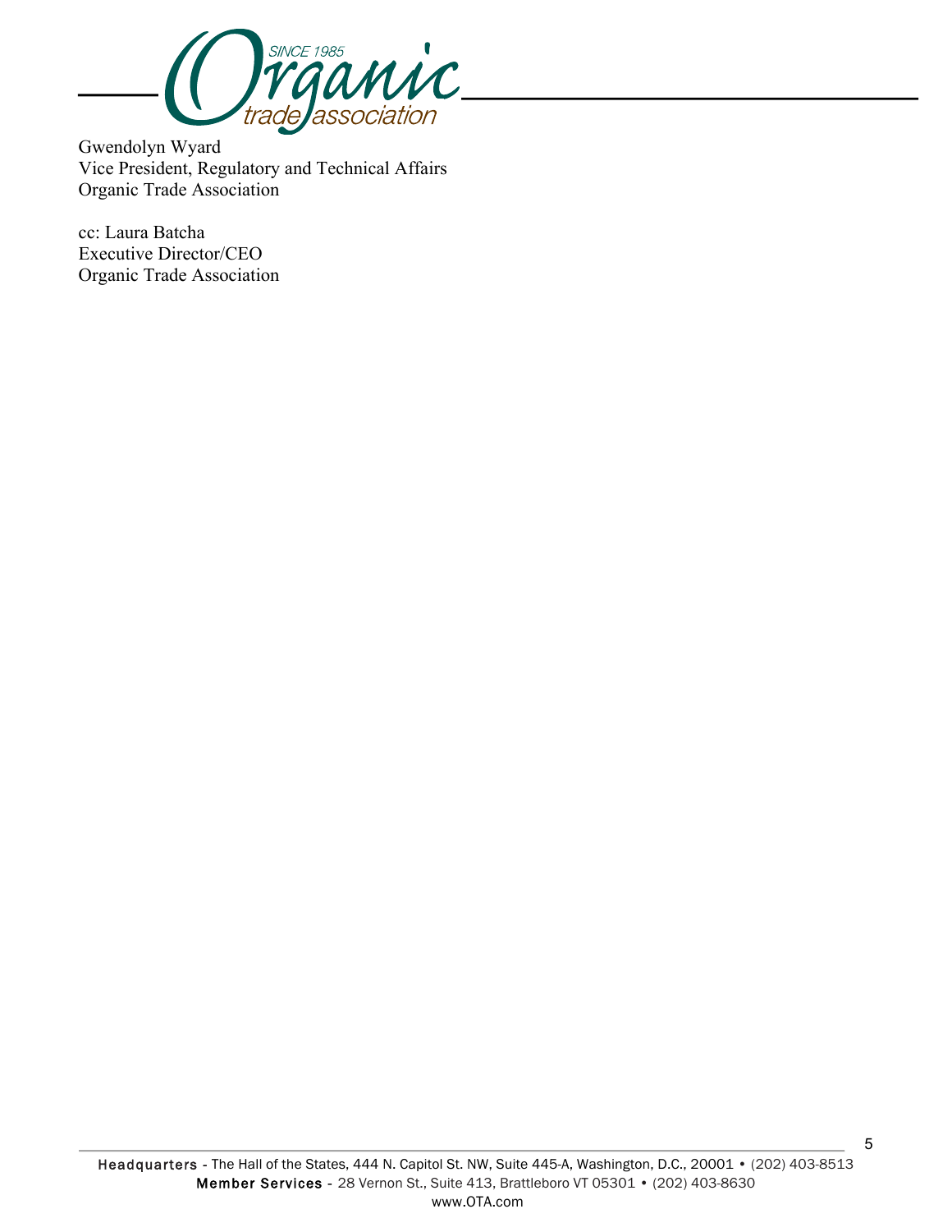Gwendolyn Wyard
Vice President, Regulatory and Technical Affairs
Organic Trade Association

cc: Laura Batcha
Executive Director/CEO
Organic Trade Association